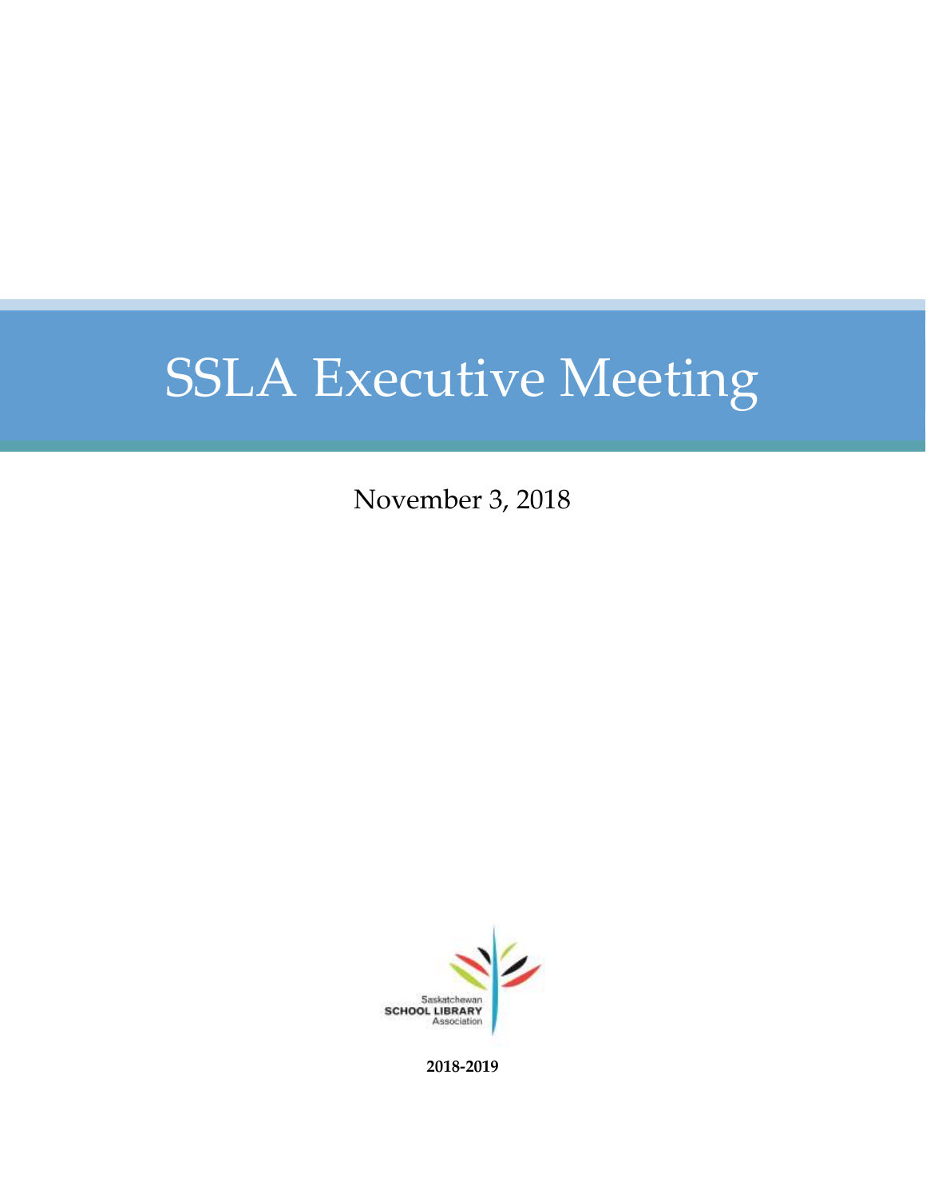# SSLA Executive Meeting

November 3, 2018

Saskatchewan SCHOOL LIBRARY Association

**2018-2019**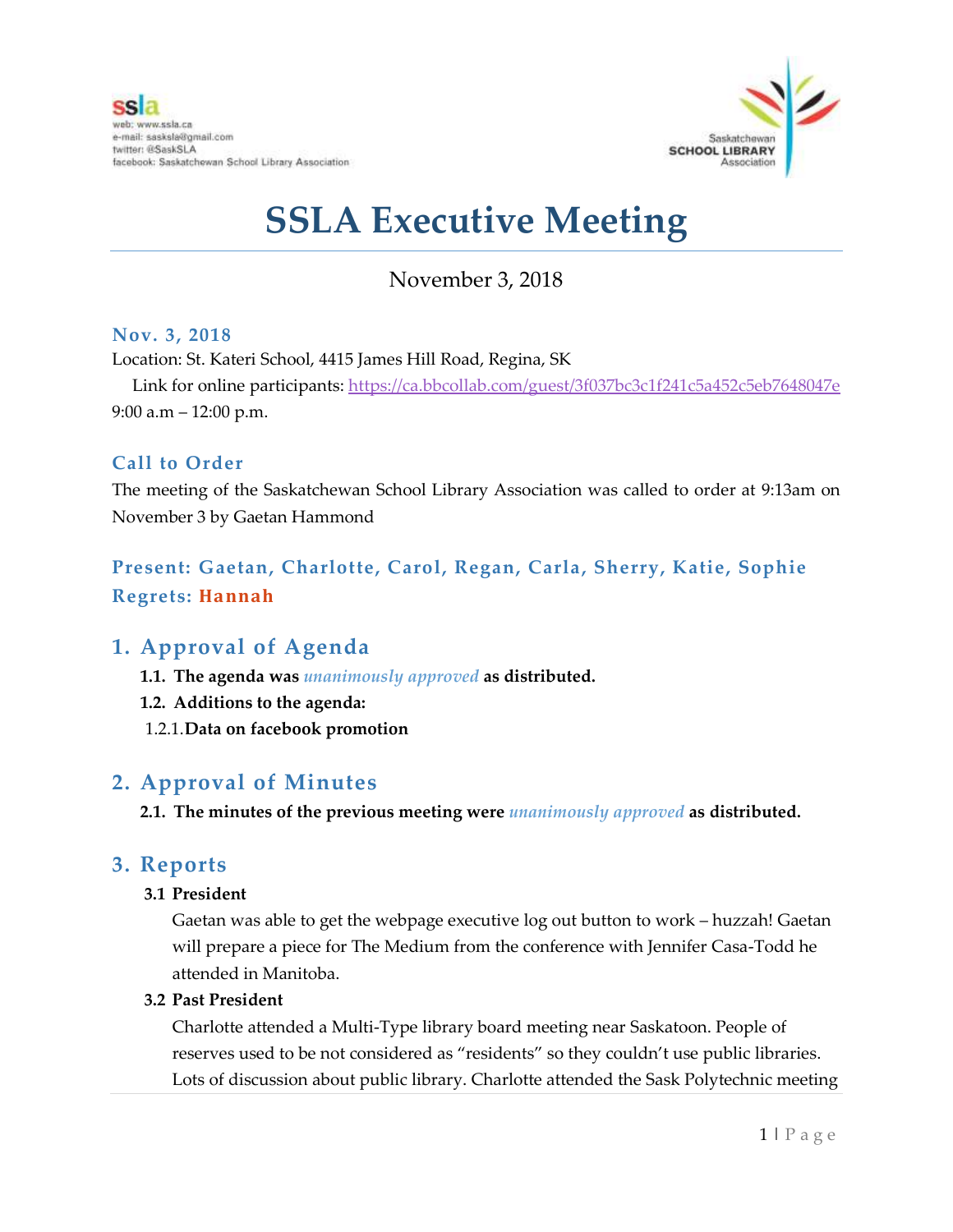ssla
web: www.ssla.ca
e-mail: sasksla@gmail.com
twitter: @SaskSLA
facebook: Saskatchewan School Library Association

Saskatchewan SCHOOL LIBRARY Association

# SSLA Executive Meeting

November 3, 2018

### Nov. 3, 2018

Location: St. Kateri School, 4415 James Hill Road, Regina, SK

Link for online participants: https://ca.bbcollab.com/guest/3f037bc3c1f241c5a452c5eb7648047e

9:00 a.m – 12:00 p.m.

### Call to Order

The meeting of the Saskatchewan School Library Association was called to order at 9:13am on November 3 by Gaetan Hammond

### Present: Gaetan, Charlotte, Carol, Regan, Carla, Sherry, Katie, Sophie

### Regrets: Hannah

## 1. Approval of Agenda

**1.1. The agenda was** *unanimously approved* **as distributed.**

**1.2. Additions to the agenda:**

1.2.1. **Data on facebook promotion**

## 2. Approval of Minutes

**2.1. The minutes of the previous meeting were** *unanimously approved* **as distributed.**

## 3. Reports

**3.1 President**

Gaetan was able to get the webpage executive log out button to work – huzzah! Gaetan will prepare a piece for The Medium from the conference with Jennifer Casa-Todd he attended in Manitoba.

**3.2 Past President**

Charlotte attended a Multi-Type library board meeting near Saskatoon. People of reserves used to be not considered as "residents" so they couldn't use public libraries. Lots of discussion about public library. Charlotte attended the Sask Polytechnic meeting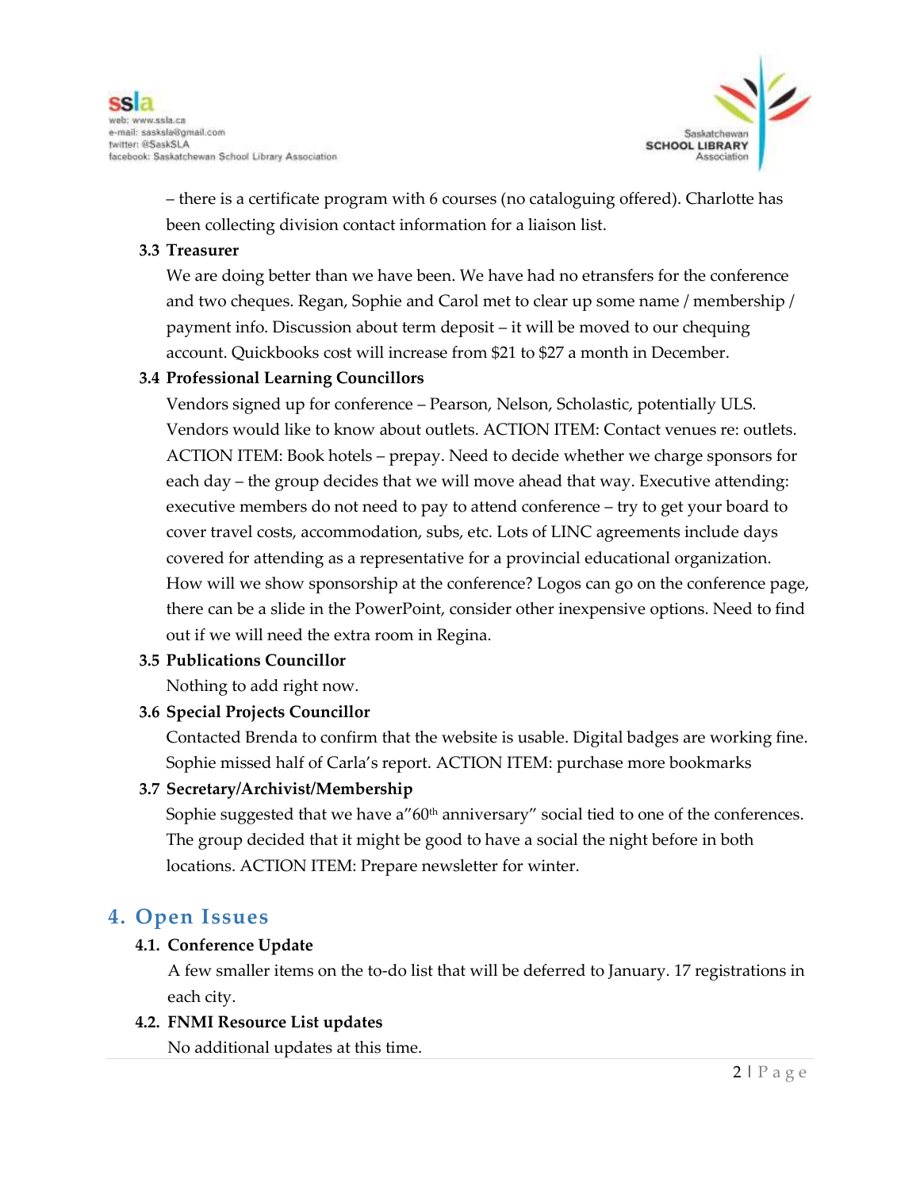– there is a certificate program with 6 courses (no cataloguing offered). Charlotte has been collecting division contact information for a liaison list.

**3.3 Treasurer**

We are doing better than we have been. We have had no etransfers for the conference and two cheques. Regan, Sophie and Carol met to clear up some name / membership / payment info. Discussion about term deposit – it will be moved to our chequing account. Quickbooks cost will increase from $21 to $27 a month in December.

**3.4 Professional Learning Councillors**

Vendors signed up for conference – Pearson, Nelson, Scholastic, potentially ULS. Vendors would like to know about outlets. ACTION ITEM: Contact venues re: outlets. ACTION ITEM: Book hotels – prepay. Need to decide whether we charge sponsors for each day – the group decides that we will move ahead that way. Executive attending: executive members do not need to pay to attend conference – try to get your board to cover travel costs, accommodation, subs, etc. Lots of LINC agreements include days covered for attending as a representative for a provincial educational organization. How will we show sponsorship at the conference? Logos can go on the conference page, there can be a slide in the PowerPoint, consider other inexpensive options. Need to find out if we will need the extra room in Regina.

**3.5 Publications Councillor**

Nothing to add right now.

**3.6 Special Projects Councillor**

Contacted Brenda to confirm that the website is usable. Digital badges are working fine. Sophie missed half of Carla's report. ACTION ITEM: purchase more bookmarks

**3.7 Secretary/Archivist/Membership**

Sophie suggested that we have a"60th anniversary" social tied to one of the conferences. The group decided that it might be good to have a social the night before in both locations. ACTION ITEM: Prepare newsletter for winter.

## 4. Open Issues

**4.1. Conference Update**

A few smaller items on the to-do list that will be deferred to January. 17 registrations in each city.

**4.2. FNMI Resource List updates**

No additional updates at this time.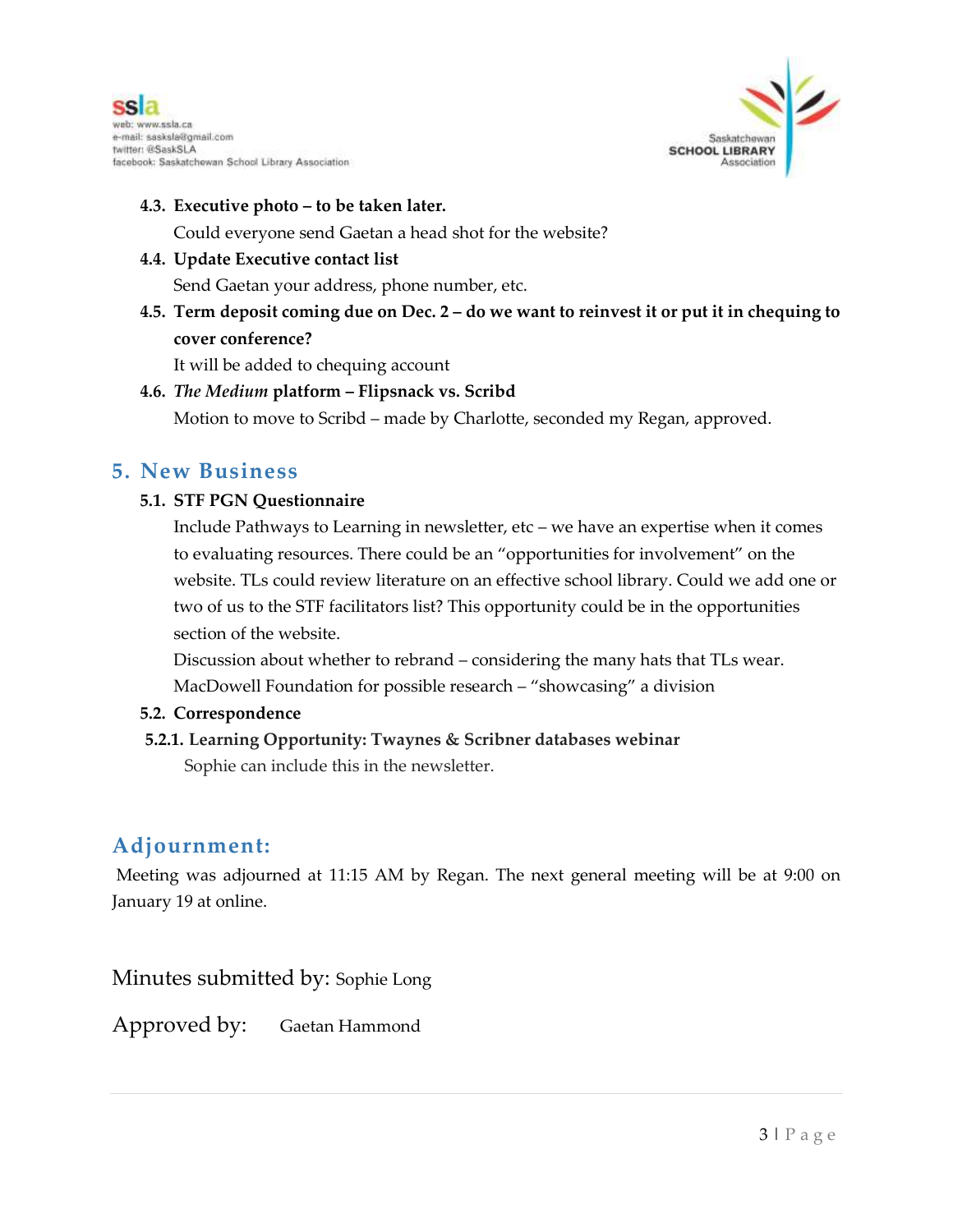**4.3. Executive photo – to be taken later.**

Could everyone send Gaetan a head shot for the website?

**4.4. Update Executive contact list**

Send Gaetan your address, phone number, etc.

**4.5. Term deposit coming due on Dec. 2 – do we want to reinvest it or put it in chequing to cover conference?**

It will be added to chequing account

**4.6. *The Medium* platform – Flipsnack vs. Scribd**

Motion to move to Scribd – made by Charlotte, seconded my Regan, approved.

## 5. New Business

**5.1. STF PGN Questionnaire**

Include Pathways to Learning in newsletter, etc – we have an expertise when it comes to evaluating resources. There could be an "opportunities for involvement" on the website. TLs could review literature on an effective school library. Could we add one or two of us to the STF facilitators list? This opportunity could be in the opportunities section of the website.

Discussion about whether to rebrand – considering the many hats that TLs wear.

MacDowell Foundation for possible research – "showcasing" a division

**5.2. Correspondence**

**5.2.1. Learning Opportunity: Twaynes & Scribner databases webinar**

Sophie can include this in the newsletter.

## Adjournment:

Meeting was adjourned at 11:15 AM by Regan. The next general meeting will be at 9:00 on January 19 at online.

Minutes submitted by: Sophie Long

Approved by: Gaetan Hammond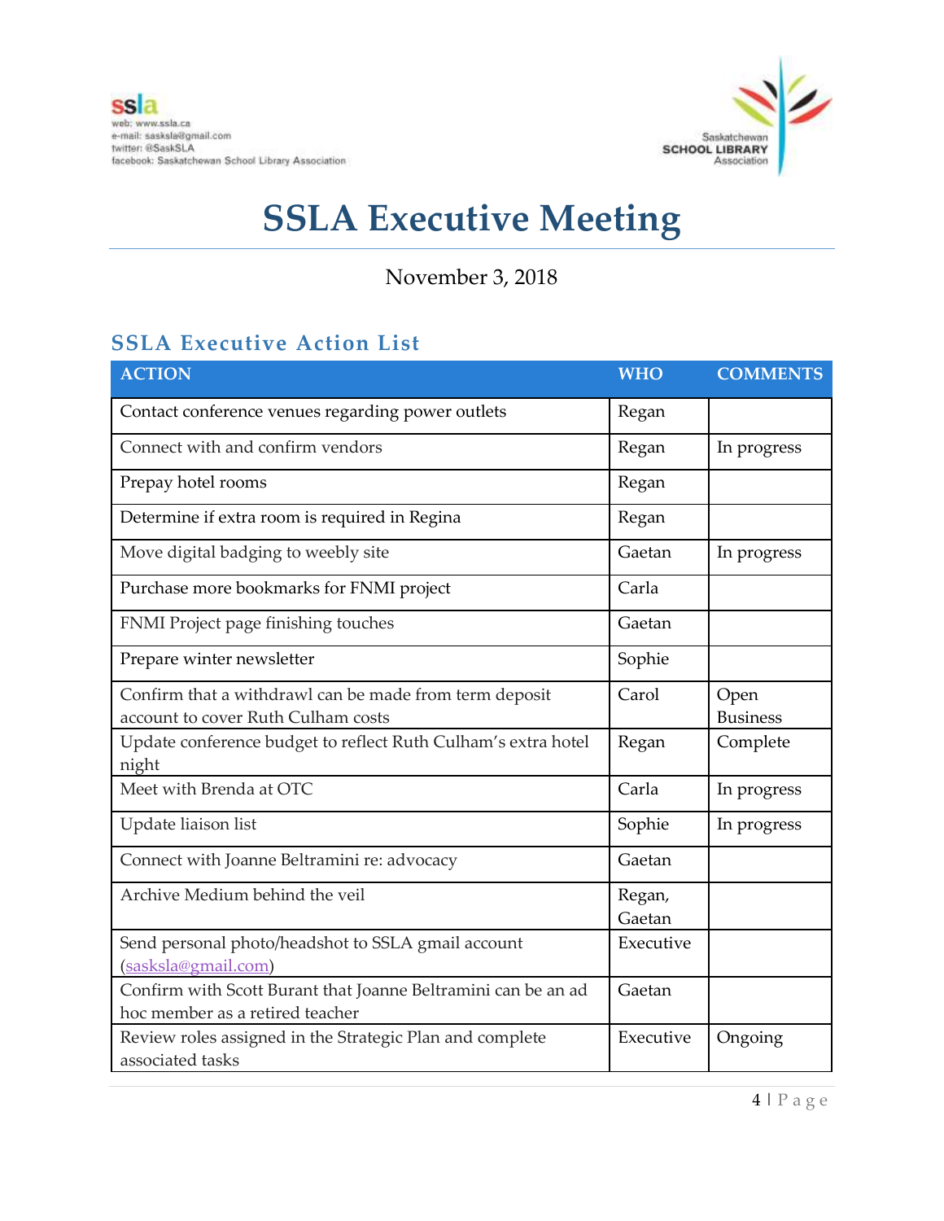ssla
web: www.ssla.ca
e-mail: sasksla@gmail.com
twitter: @SaskSLA
facebook: Saskatchewan School Library Association

Saskatchewan SCHOOL LIBRARY Association

# SSLA Executive Meeting

November 3, 2018

## SSLA Executive Action List

| ACTION | WHO | COMMENTS |
|---|---|---|
| Contact conference venues regarding power outlets | Regan | |
| Connect with and confirm vendors | Regan | In progress |
| Prepay hotel rooms | Regan | |
| Determine if extra room is required in Regina | Regan | |
| Move digital badging to weebly site | Gaetan | In progress |
| Purchase more bookmarks for FNMI project | Carla | |
| FNMI Project page finishing touches | Gaetan | |
| Prepare winter newsletter | Sophie | |
| Confirm that a withdrawl can be made from term deposit account to cover Ruth Culham costs | Carol | Open Business |
| Update conference budget to reflect Ruth Culham's extra hotel night | Regan | Complete |
| Meet with Brenda at OTC | Carla | In progress |
| Update liaison list | Sophie | In progress |
| Connect with Joanne Beltramini re: advocacy | Gaetan | |
| Archive Medium behind the veil | Regan, Gaetan | |
| Send personal photo/headshot to SSLA gmail account (sasksla@gmail.com) | Executive | |
| Confirm with Scott Burant that Joanne Beltramini can be an ad hoc member as a retired teacher | Gaetan | |
| Review roles assigned in the Strategic Plan and complete associated tasks | Executive | Ongoing |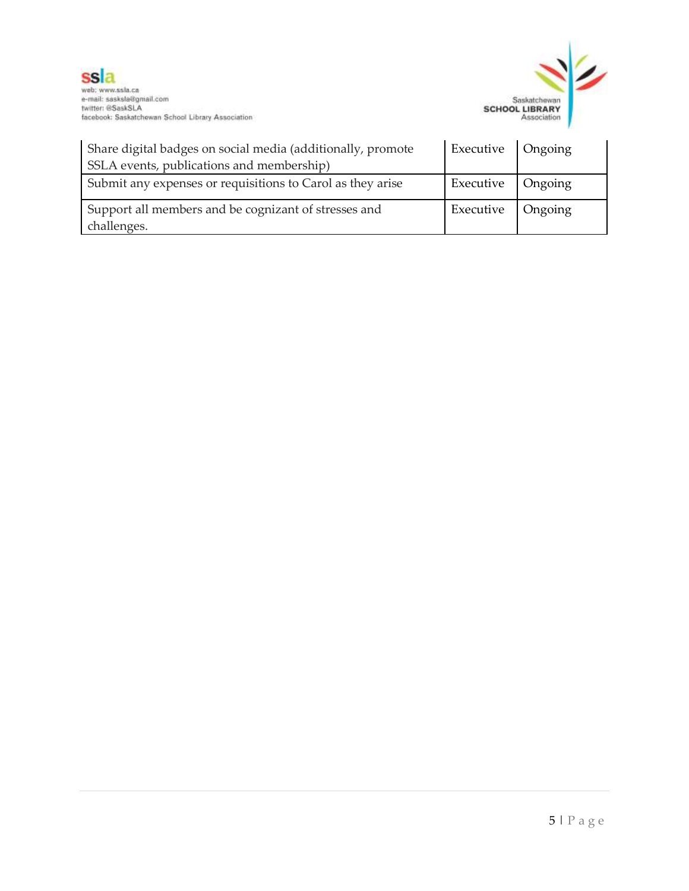| | | |
|---|---|---|
| Share digital badges on social media (additionally, promote SSLA events, publications and membership) | Executive | Ongoing |
| Submit any expenses or requisitions to Carol as they arise | Executive | Ongoing |
| Support all members and be cognizant of stresses and challenges. | Executive | Ongoing |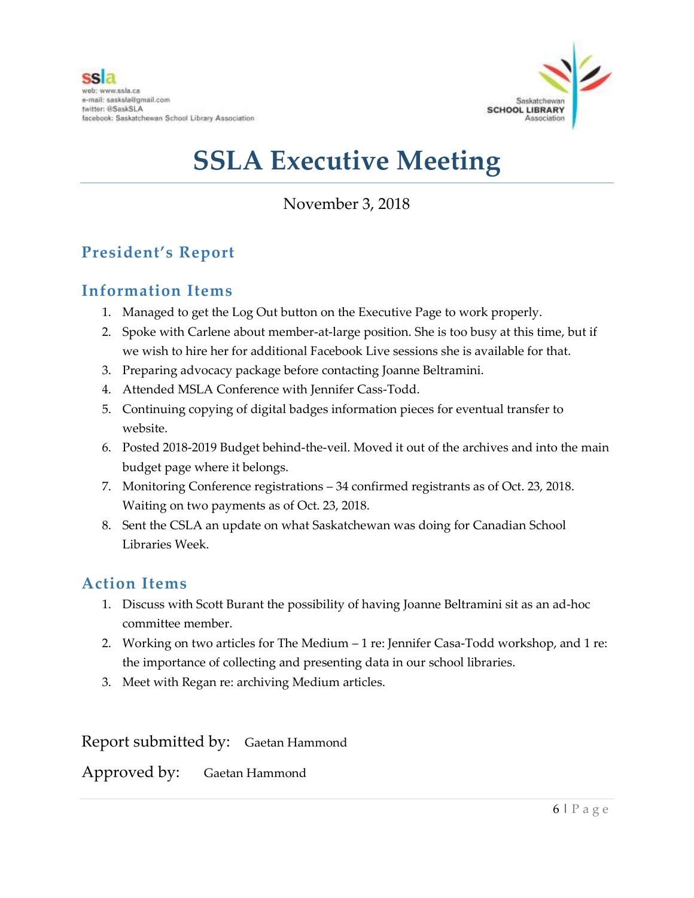ssla
web: www.ssla.ca
e-mail: sasksla@gmail.com
twitter: @SaskSLA
facebook: Saskatchewan School Library Association

Saskatchewan SCHOOL LIBRARY Association

# SSLA Executive Meeting

November 3, 2018

## President's Report

## Information Items

1. Managed to get the Log Out button on the Executive Page to work properly.
2. Spoke with Carlene about member-at-large position. She is too busy at this time, but if we wish to hire her for additional Facebook Live sessions she is available for that.
3. Preparing advocacy package before contacting Joanne Beltramini.
4. Attended MSLA Conference with Jennifer Cass-Todd.
5. Continuing copying of digital badges information pieces for eventual transfer to website.
6. Posted 2018-2019 Budget behind-the-veil. Moved it out of the archives and into the main budget page where it belongs.
7. Monitoring Conference registrations – 34 confirmed registrants as of Oct. 23, 2018. Waiting on two payments as of Oct. 23, 2018.
8. Sent the CSLA an update on what Saskatchewan was doing for Canadian School Libraries Week.

## Action Items

1. Discuss with Scott Burant the possibility of having Joanne Beltramini sit as an ad-hoc committee member.
2. Working on two articles for The Medium – 1 re: Jennifer Casa-Todd workshop, and 1 re: the importance of collecting and presenting data in our school libraries.
3. Meet with Regan re: archiving Medium articles.

Report submitted by: Gaetan Hammond

Approved by: Gaetan Hammond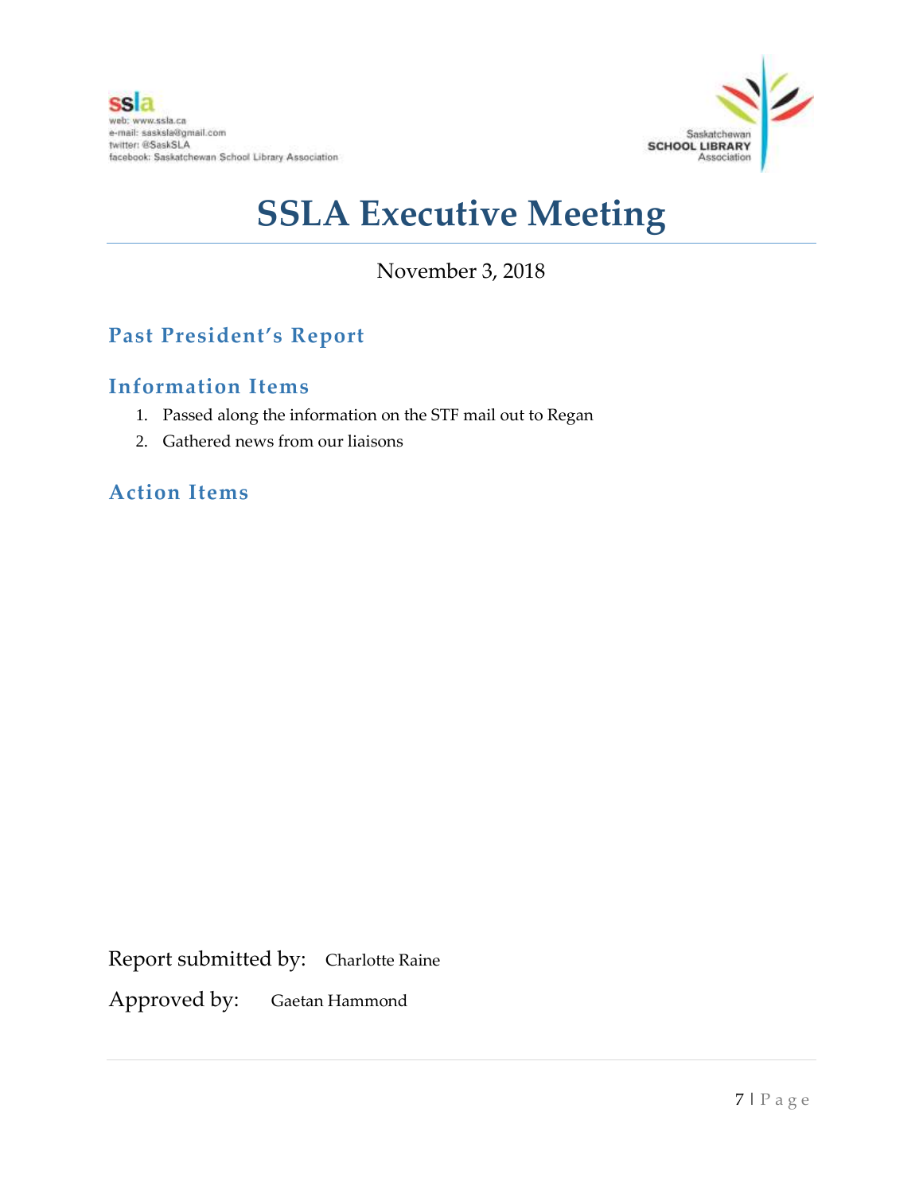ssla
web: www.ssla.ca
e-mail: sasksla@gmail.com
twitter: @SaskSLA
facebook: Saskatchewan School Library Association

Saskatchewan SCHOOL LIBRARY Association

# SSLA Executive Meeting

November 3, 2018

## Past President's Report

### Information Items

1. Passed along the information on the STF mail out to Regan
2. Gathered news from our liaisons

### Action Items

Report submitted by: Charlotte Raine

Approved by: Gaetan Hammond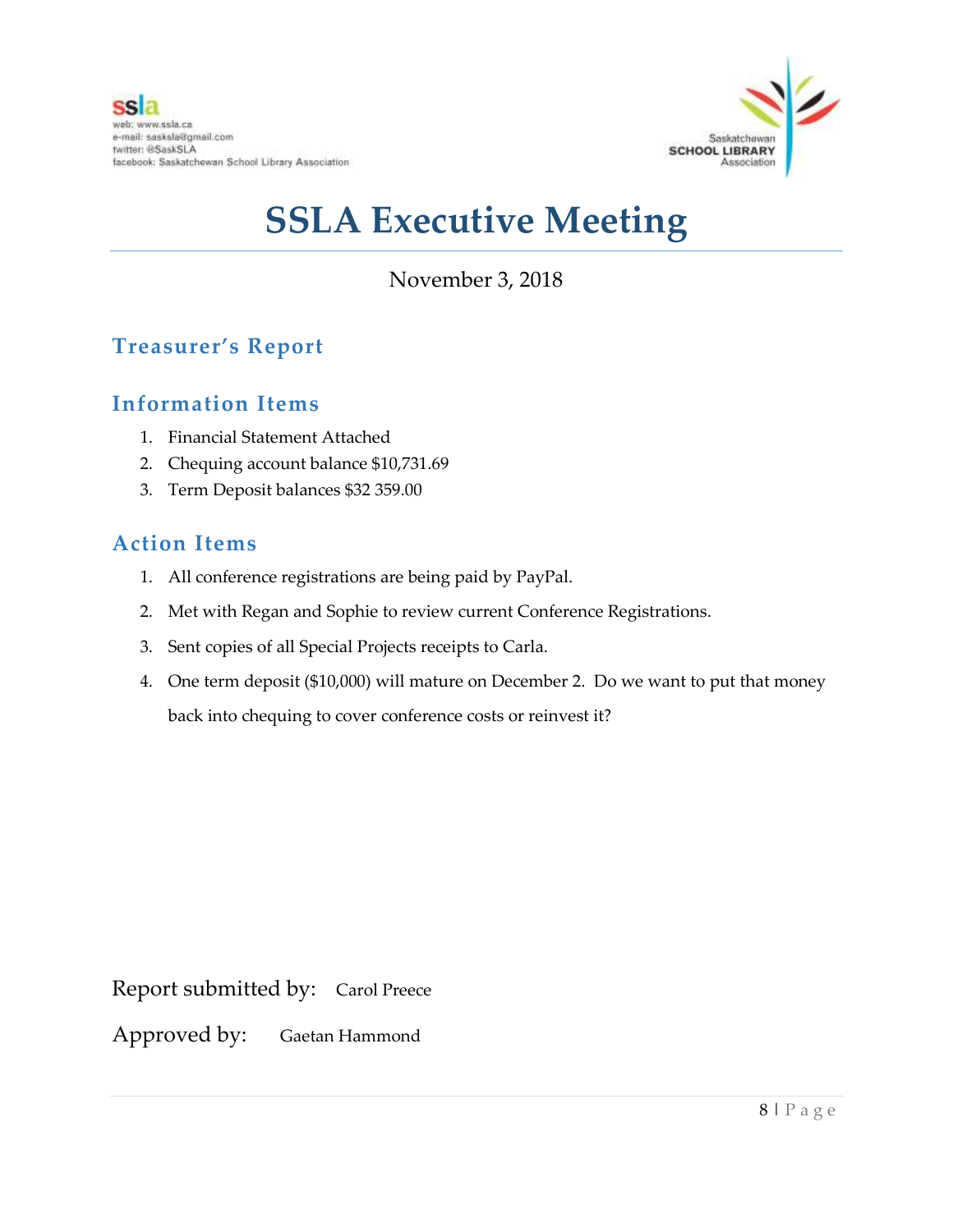ssla
web: www.ssla.ca
e-mail: sasksla@gmail.com
twitter: @SaskSLA
facebook: Saskatchewan School Library Association

Saskatchewan SCHOOL LIBRARY Association

# SSLA Executive Meeting

November 3, 2018

## Treasurer's Report

## Information Items

1. Financial Statement Attached
2. Chequing account balance $10,731.69
3. Term Deposit balances $32 359.00

## Action Items

1. All conference registrations are being paid by PayPal.
2. Met with Regan and Sophie to review current Conference Registrations.
3. Sent copies of all Special Projects receipts to Carla.
4. One term deposit ($10,000) will mature on December 2. Do we want to put that money back into chequing to cover conference costs or reinvest it?

Report submitted by: Carol Preece

Approved by: Gaetan Hammond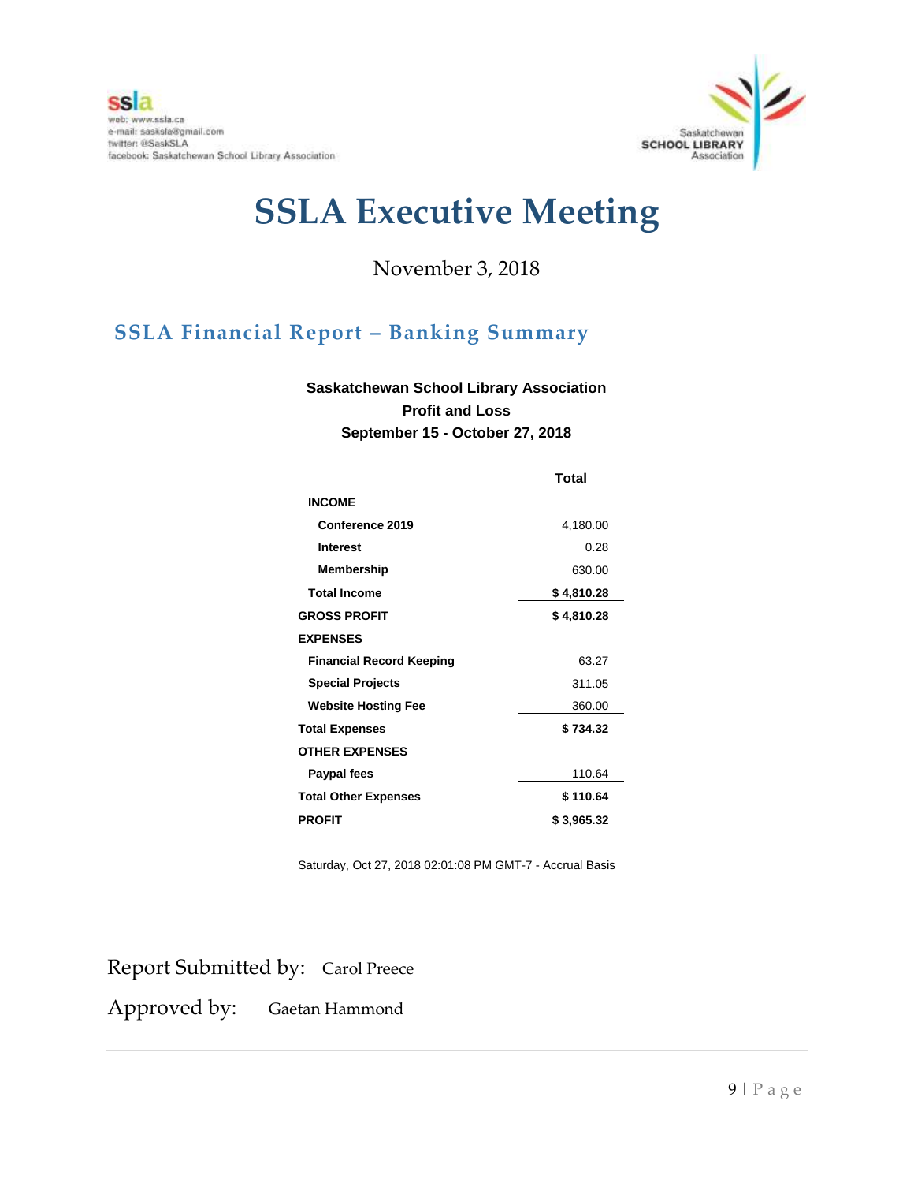# SSLA Executive Meeting

November 3, 2018

## SSLA Financial Report – Banking Summary

**Saskatchewan School Library Association**
**Profit and Loss**
**September 15 - October 27, 2018**

| | Total |
|---|---|
| **INCOME** | |
| **Conference 2019** | 4,180.00 |
| **Interest** | 0.28 |
| **Membership** | 630.00 |
| **Total Income** | **$ 4,810.28** |
| **GROSS PROFIT** | **$ 4,810.28** |
| **EXPENSES** | |
| **Financial Record Keeping** | 63.27 |
| **Special Projects** | 311.05 |
| **Website Hosting Fee** | 360.00 |
| **Total Expenses** | **$ 734.32** |
| **OTHER EXPENSES** | |
| **Paypal fees** | 110.64 |
| **Total Other Expenses** | **$ 110.64** |
| **PROFIT** | **$ 3,965.32** |

Saturday, Oct 27, 2018 02:01:08 PM GMT-7 - Accrual Basis

Report Submitted by: Carol Preece

Approved by: Gaetan Hammond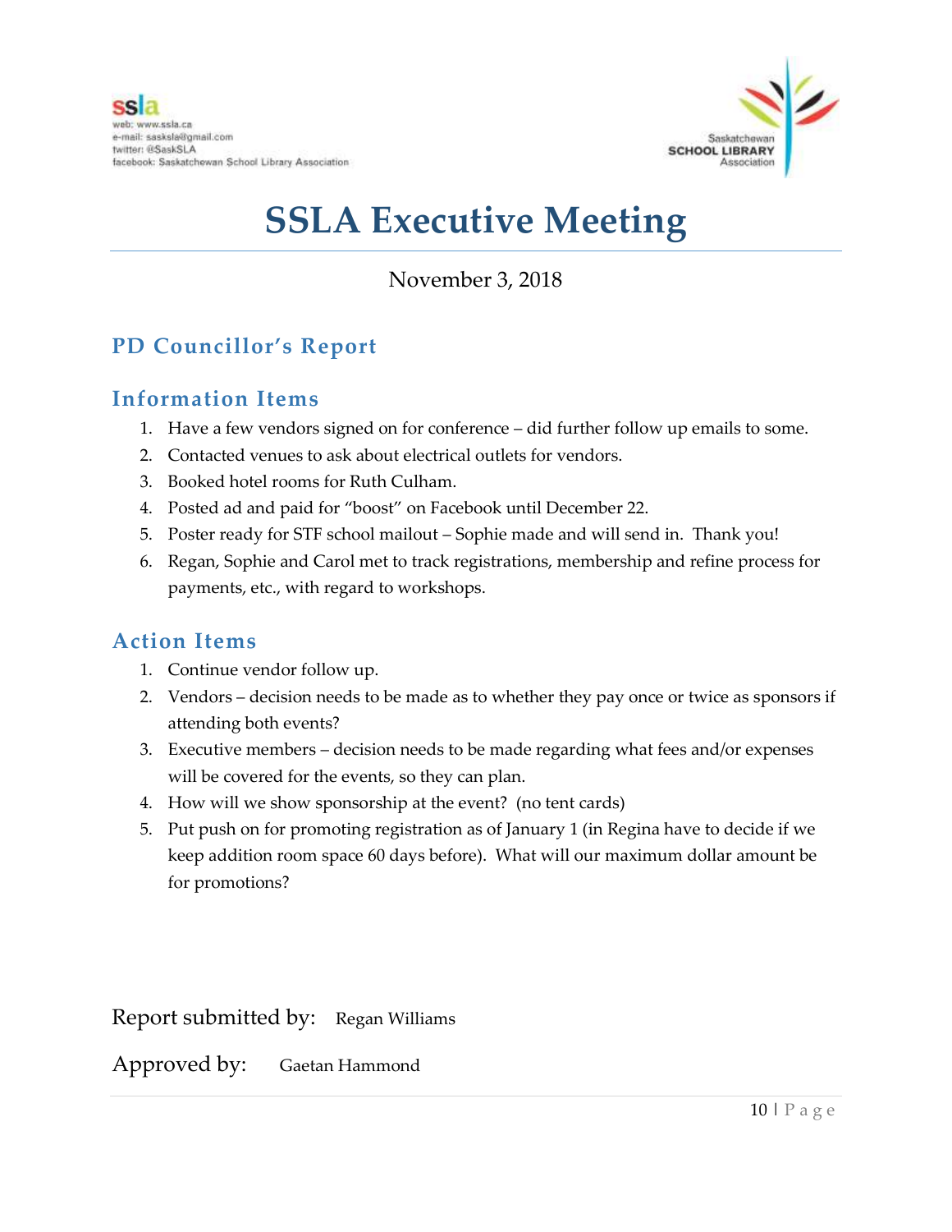ssla
web: www.ssla.ca
e-mail: sasksla@gmail.com
twitter: @SaskSLA
facebook: Saskatchewan School Library Association

Saskatchewan SCHOOL LIBRARY Association

# SSLA Executive Meeting

November 3, 2018

## PD Councillor's Report

### Information Items

1. Have a few vendors signed on for conference – did further follow up emails to some.
2. Contacted venues to ask about electrical outlets for vendors.
3. Booked hotel rooms for Ruth Culham.
4. Posted ad and paid for "boost" on Facebook until December 22.
5. Poster ready for STF school mailout – Sophie made and will send in. Thank you!
6. Regan, Sophie and Carol met to track registrations, membership and refine process for payments, etc., with regard to workshops.

### Action Items

1. Continue vendor follow up.
2. Vendors – decision needs to be made as to whether they pay once or twice as sponsors if attending both events?
3. Executive members – decision needs to be made regarding what fees and/or expenses will be covered for the events, so they can plan.
4. How will we show sponsorship at the event? (no tent cards)
5. Put push on for promoting registration as of January 1 (in Regina have to decide if we keep addition room space 60 days before). What will our maximum dollar amount be for promotions?

Report submitted by: Regan Williams

Approved by: Gaetan Hammond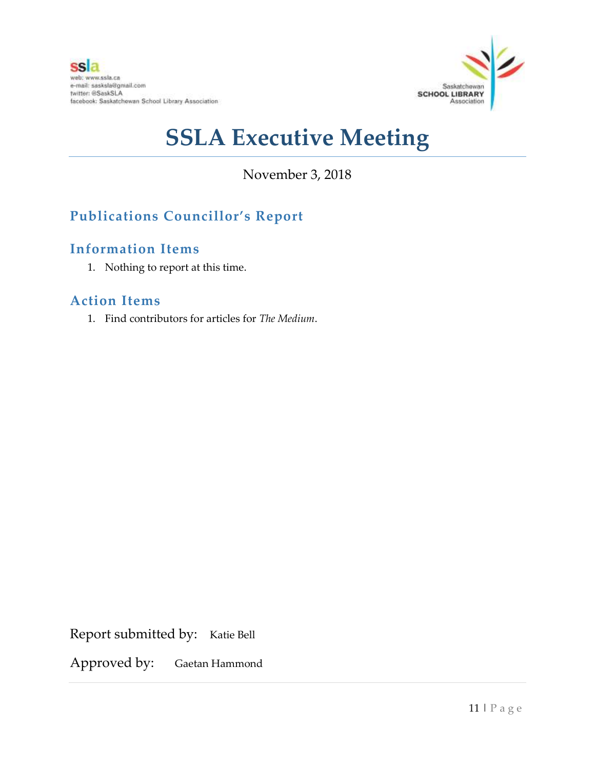# SSLA Executive Meeting

November 3, 2018

## Publications Councillor's Report

### Information Items

1. Nothing to report at this time.

### Action Items

1. Find contributors for articles for *The Medium*.

Report submitted by: Katie Bell

Approved by: Gaetan Hammond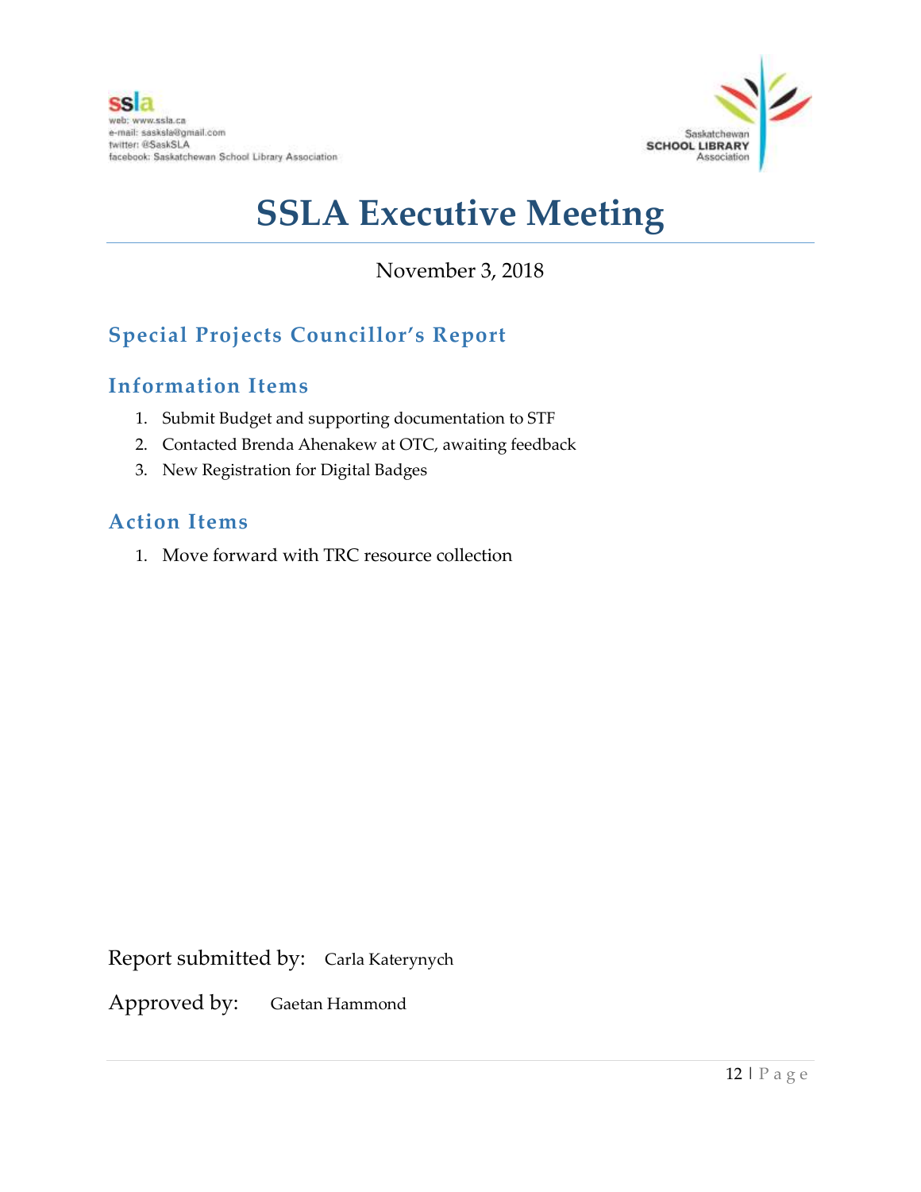ssla
web: www.ssla.ca
e-mail: sasksla@gmail.com
twitter: @SaskSLA
facebook: Saskatchewan School Library Association

Saskatchewan SCHOOL LIBRARY Association

# SSLA Executive Meeting

November 3, 2018

## Special Projects Councillor's Report

## Information Items

1. Submit Budget and supporting documentation to STF
2. Contacted Brenda Ahenakew at OTC, awaiting feedback
3. New Registration for Digital Badges

## Action Items

1. Move forward with TRC resource collection

Report submitted by: Carla Katerynych

Approved by: Gaetan Hammond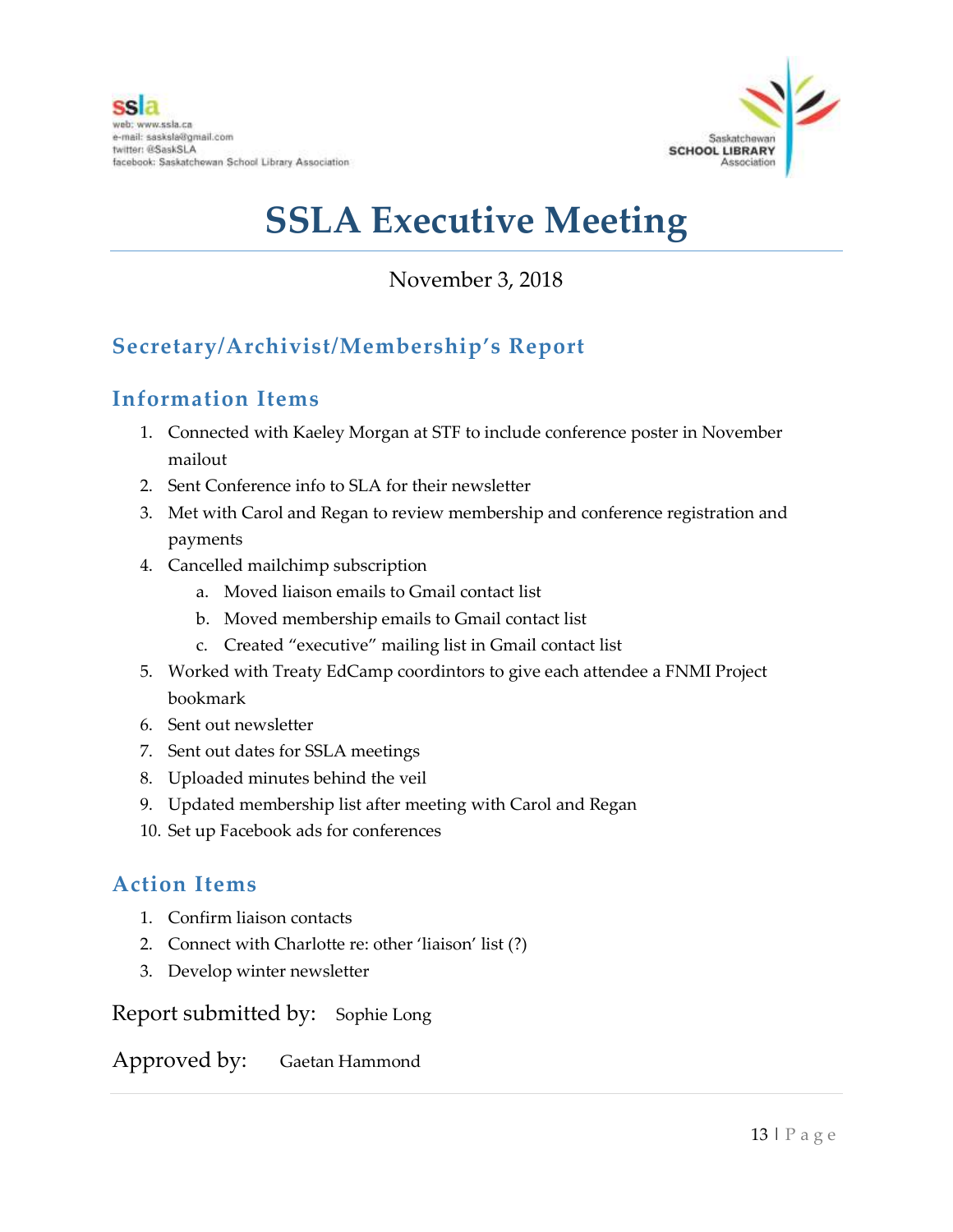ssla
web: www.ssla.ca
e-mail: sasksla@gmail.com
twitter: @SaskSLA
facebook: Saskatchewan School Library Association

Saskatchewan SCHOOL LIBRARY Association

# SSLA Executive Meeting

November 3, 2018

## Secretary/Archivist/Membership's Report

## Information Items

1. Connected with Kaeley Morgan at STF to include conference poster in November mailout
2. Sent Conference info to SLA for their newsletter
3. Met with Carol and Regan to review membership and conference registration and payments
4. Cancelled mailchimp subscription
   a. Moved liaison emails to Gmail contact list
   b. Moved membership emails to Gmail contact list
   c. Created "executive" mailing list in Gmail contact list
5. Worked with Treaty EdCamp coordintors to give each attendee a FNMI Project bookmark
6. Sent out newsletter
7. Sent out dates for SSLA meetings
8. Uploaded minutes behind the veil
9. Updated membership list after meeting with Carol and Regan
10. Set up Facebook ads for conferences

## Action Items

1. Confirm liaison contacts
2. Connect with Charlotte re: other 'liaison' list (?)
3. Develop winter newsletter

Report submitted by: Sophie Long

Approved by: Gaetan Hammond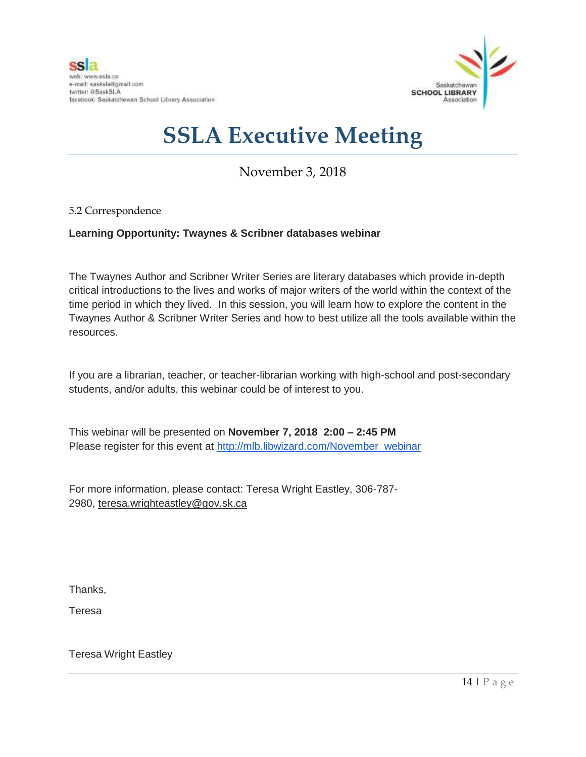# SSLA Executive Meeting

November 3, 2018

5.2 Correspondence

**Learning Opportunity: Twaynes & Scribner databases webinar**

The Twaynes Author and Scribner Writer Series are literary databases which provide in-depth critical introductions to the lives and works of major writers of the world within the context of the time period in which they lived. In this session, you will learn how to explore the content in the Twaynes Author & Scribner Writer Series and how to best utilize all the tools available within the resources.

If you are a librarian, teacher, or teacher-librarian working with high-school and post-secondary students, and/or adults, this webinar could be of interest to you.

This webinar will be presented on **November 7, 2018 2:00 – 2:45 PM**
Please register for this event at http://mlb.libwizard.com/November_webinar

For more information, please contact: Teresa Wright Eastley, 306-787-2980, teresa.wrighteastley@gov.sk.ca

Thanks,

Teresa

Teresa Wright Eastley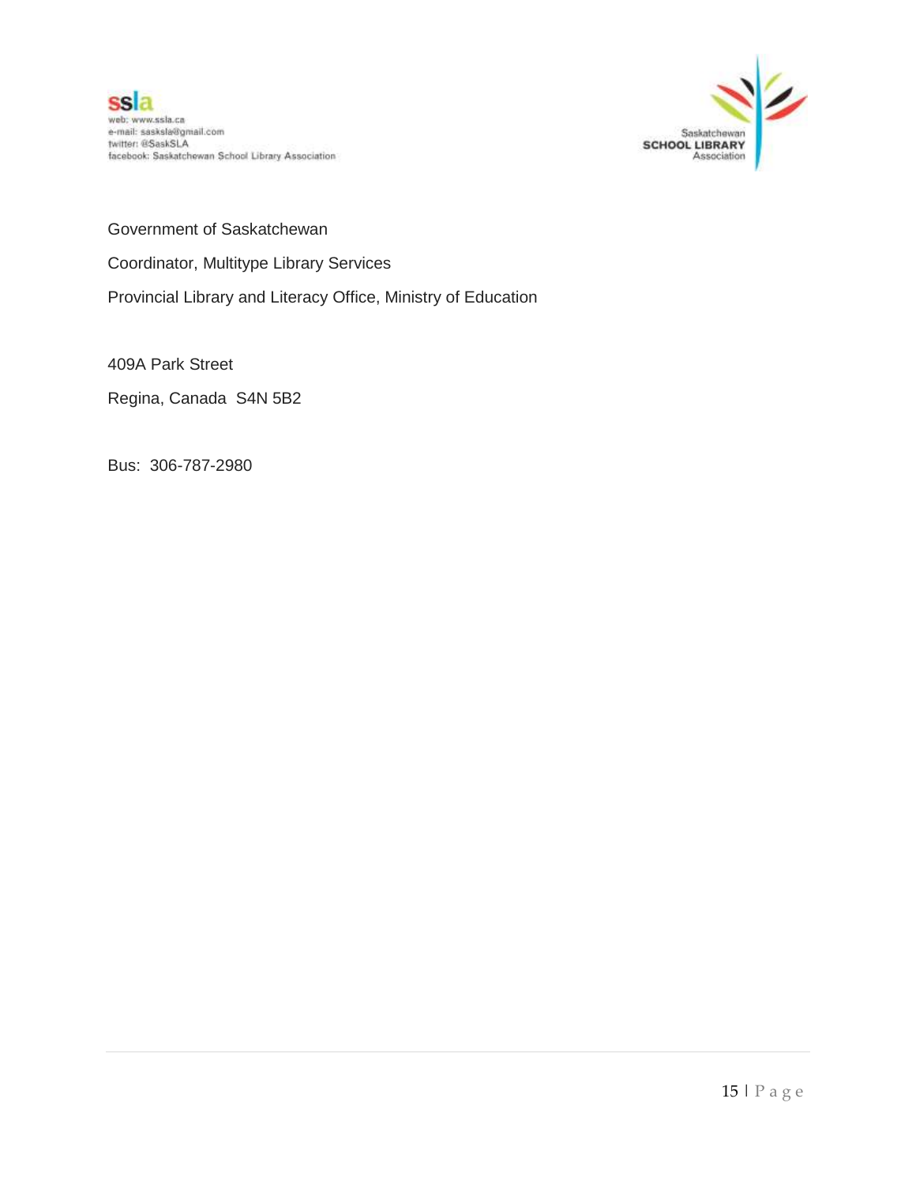Government of Saskatchewan

Coordinator, Multitype Library Services

Provincial Library and Literacy Office, Ministry of Education

409A Park Street

Regina, Canada S4N 5B2

Bus: 306-787-2980